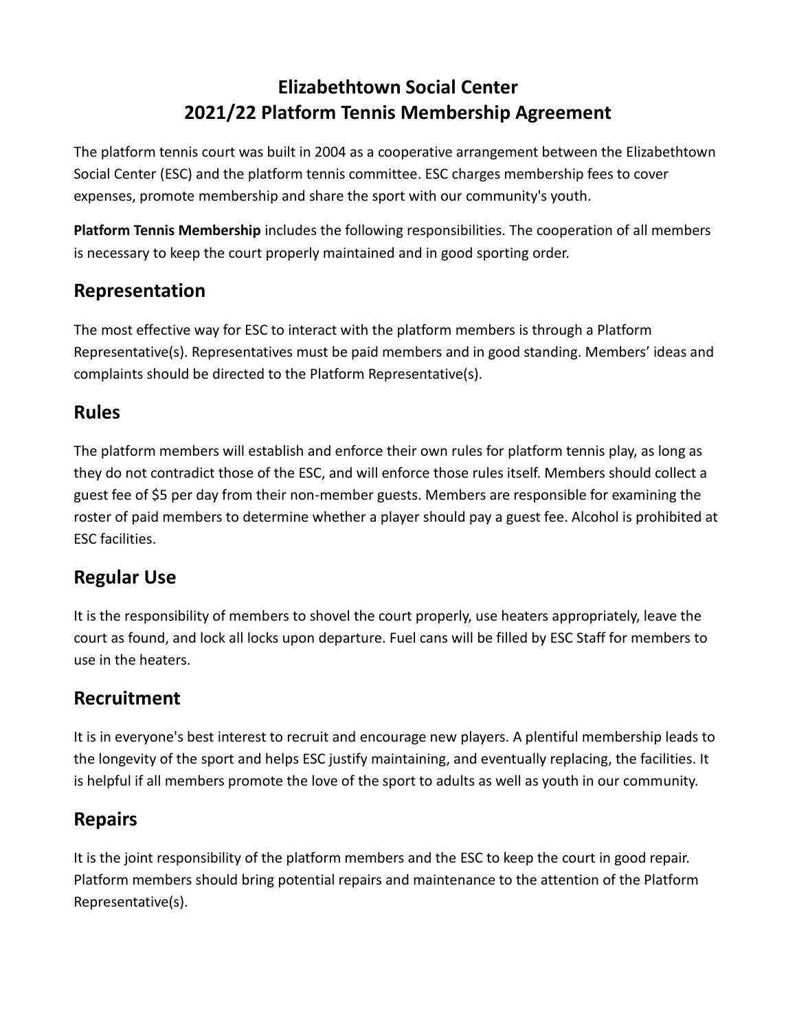# Elizabethtown Social Center
# 2021/22 Platform Tennis Membership Agreement

The platform tennis court was built in 2004 as a cooperative arrangement between the Elizabethtown Social Center (ESC) and the platform tennis committee. ESC charges membership fees to cover expenses, promote membership and share the sport with our community's youth.

**Platform Tennis Membership** includes the following responsibilities. The cooperation of all members is necessary to keep the court properly maintained and in good sporting order.

## Representation

The most effective way for ESC to interact with the platform members is through a Platform Representative(s). Representatives must be paid members and in good standing. Members' ideas and complaints should be directed to the Platform Representative(s).

## Rules

The platform members will establish and enforce their own rules for platform tennis play, as long as they do not contradict those of the ESC, and will enforce those rules itself. Members should collect a guest fee of $5 per day from their non-member guests. Members are responsible for examining the roster of paid members to determine whether a player should pay a guest fee. Alcohol is prohibited at ESC facilities.

## Regular Use

It is the responsibility of members to shovel the court properly, use heaters appropriately, leave the court as found, and lock all locks upon departure. Fuel cans will be filled by ESC Staff for members to use in the heaters.

## Recruitment

It is in everyone's best interest to recruit and encourage new players. A plentiful membership leads to the longevity of the sport and helps ESC justify maintaining, and eventually replacing, the facilities. It is helpful if all members promote the love of the sport to adults as well as youth in our community.

## Repairs

It is the joint responsibility of the platform members and the ESC to keep the court in good repair. Platform members should bring potential repairs and maintenance to the attention of the Platform Representative(s).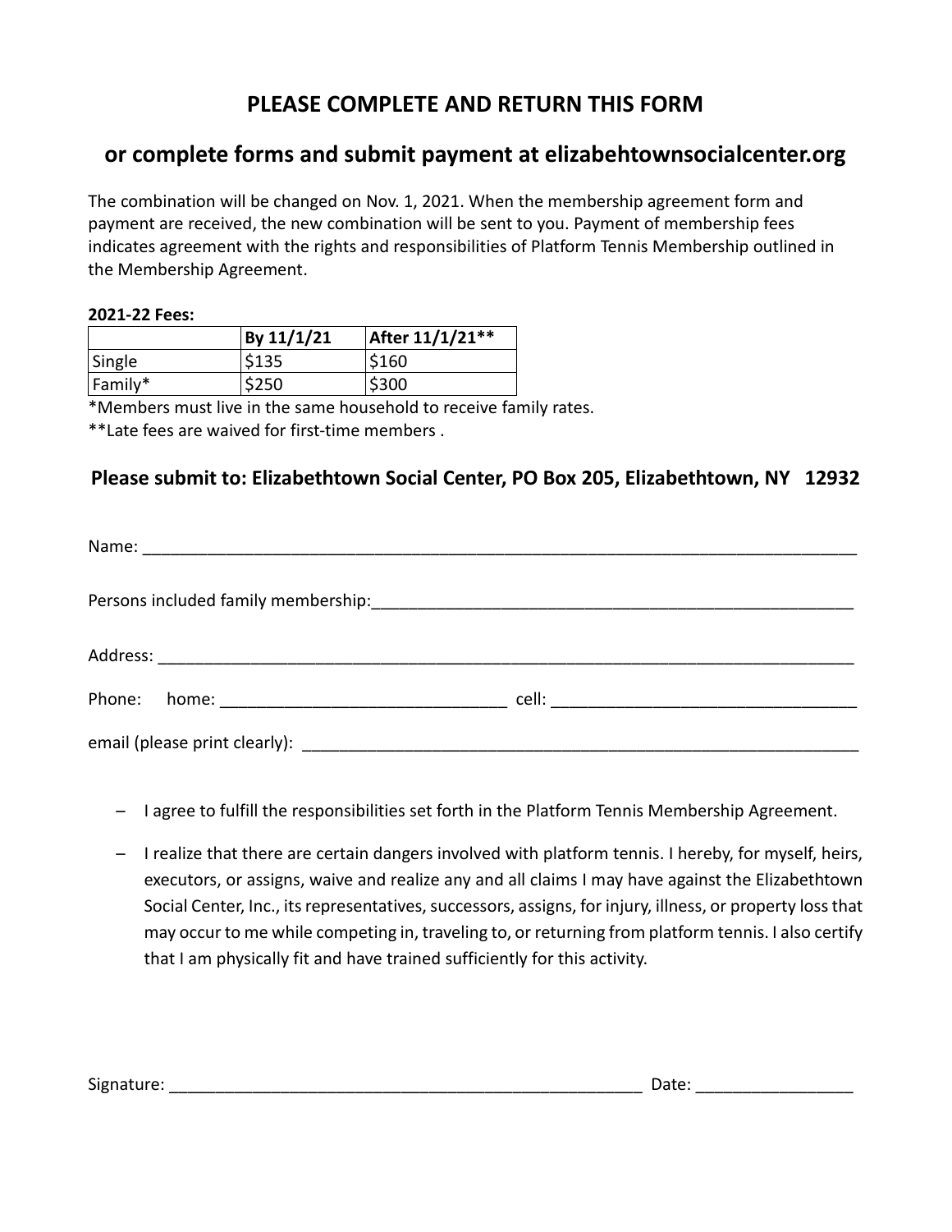## PLEASE COMPLETE AND RETURN THIS FORM

## or complete forms and submit payment at elizabehtownsocialcenter.org

The combination will be changed on Nov. 1, 2021. When the membership agreement form and payment are received, the new combination will be sent to you. Payment of membership fees indicates agreement with the rights and responsibilities of Platform Tennis Membership outlined in the Membership Agreement.

**2021-22 Fees:**

| | By 11/1/21 | After 11/1/21** |
|---|---|---|
| Single | $135 | $160 |
| Family* | $250 | $300 |

*Members must live in the same household to receive family rates.

**Late fees are waived for first-time members .

### Please submit to: Elizabethtown Social Center, PO Box 205, Elizabethtown, NY 12932

Name: ___________________________________________________________________________

Persons included family membership:_____________________________________________________

Address: _________________________________________________________________________

Phone: home: ______________________________ cell: _______________________________

email (please print clearly): __________________________________________________________

- I agree to fulfill the responsibilities set forth in the Platform Tennis Membership Agreement.
- I realize that there are certain dangers involved with platform tennis. I hereby, for myself, heirs, executors, or assigns, waive and realize any and all claims I may have against the Elizabethtown Social Center, Inc., its representatives, successors, assigns, for injury, illness, or property loss that may occur to me while competing in, traveling to, or returning from platform tennis. I also certify that I am physically fit and have trained sufficiently for this activity.

Signature: ___________________________________________________ Date: ________________